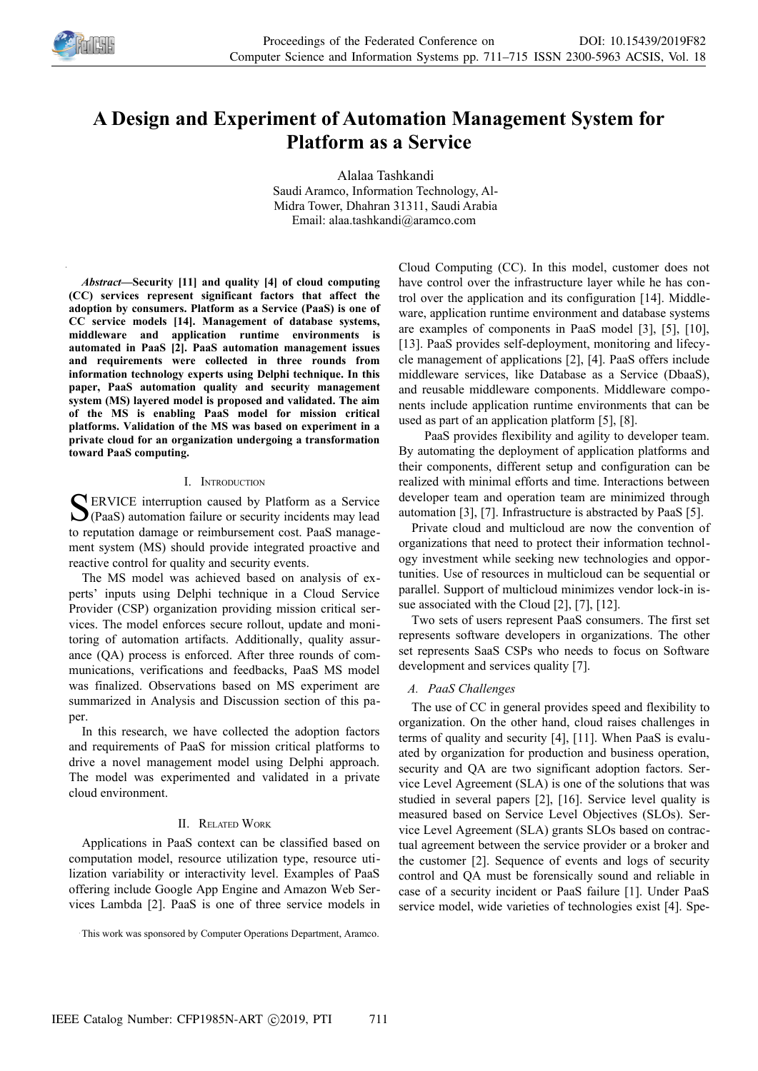# A Design and Experiment of Automation Management System for Platform as a Service

Alalaa Tashkandi
Saudi Aramco, Information Technology, Al-Midra Tower, Dhahran 31311, Saudi Arabia
Email: alaa.tashkandi@aramco.com

***Abstract*—Security [11] and quality [4] of cloud computing (CC) services represent significant factors that affect the adoption by consumers. Platform as a Service (PaaS) is one of CC service models [14]. Management of database systems, middleware and application runtime environments is automated in PaaS [2]. PaaS automation management issues and requirements were collected in three rounds from information technology experts using Delphi technique. In this paper, PaaS automation quality and security management system (MS) layered model is proposed and validated. The aim of the MS is enabling PaaS model for mission critical platforms. Validation of the MS was based on experiment in a private cloud for an organization undergoing a transformation toward PaaS computing.**

## I. Introduction

SERVICE interruption caused by Platform as a Service (PaaS) automation failure or security incidents may lead to reputation damage or reimbursement cost. PaaS management system (MS) should provide integrated proactive and reactive control for quality and security events.

The MS model was achieved based on analysis of experts' inputs using Delphi technique in a Cloud Service Provider (CSP) organization providing mission critical services. The model enforces secure rollout, update and monitoring of automation artifacts. Additionally, quality assurance (QA) process is enforced. After three rounds of communications, verifications and feedbacks, PaaS MS model was finalized. Observations based on MS experiment are summarized in Analysis and Discussion section of this paper.

In this research, we have collected the adoption factors and requirements of PaaS for mission critical platforms to drive a novel management model using Delphi approach. The model was experimented and validated in a private cloud environment.

## II. Related Work

Applications in PaaS context can be classified based on computation model, resource utilization type, resource utilization variability or interactivity level. Examples of PaaS offering include Google App Engine and Amazon Web Services Lambda [2]. PaaS is one of three service models in Cloud Computing (CC). In this model, customer does not have control over the infrastructure layer while he has control over the application and its configuration [14]. Middleware, application runtime environment and database systems are examples of components in PaaS model [3], [5], [10], [13]. PaaS provides self-deployment, monitoring and lifecycle management of applications [2], [4]. PaaS offers include middleware services, like Database as a Service (DbaaS), and reusable middleware components. Middleware components include application runtime environments that can be used as part of an application platform [5], [8].

PaaS provides flexibility and agility to developer team. By automating the deployment of application platforms and their components, different setup and configuration can be realized with minimal efforts and time. Interactions between developer team and operation team are minimized through automation [3], [7]. Infrastructure is abstracted by PaaS [5].

Private cloud and multicloud are now the convention of organizations that need to protect their information technology investment while seeking new technologies and opportunities. Use of resources in multicloud can be sequential or parallel. Support of multicloud minimizes vendor lock-in issue associated with the Cloud [2], [7], [12].

Two sets of users represent PaaS consumers. The first set represents software developers in organizations. The other set represents SaaS CSPs who needs to focus on Software development and services quality [7].

### *A. PaaS Challenges*

The use of CC in general provides speed and flexibility to organization. On the other hand, cloud raises challenges in terms of quality and security [4], [11]. When PaaS is evaluated by organization for production and business operation, security and QA are two significant adoption factors. Service Level Agreement (SLA) is one of the solutions that was studied in several papers [2], [16]. Service level quality is measured based on Service Level Objectives (SLOs). Service Level Agreement (SLA) grants SLOs based on contractual agreement between the service provider or a broker and the customer [2]. Sequence of events and logs of security control and QA must be forensically sound and reliable in case of a security incident or PaaS failure [1]. Under PaaS service model, wide varieties of technologies exist [4]. Spe-

This work was sponsored by Computer Operations Department, Aramco.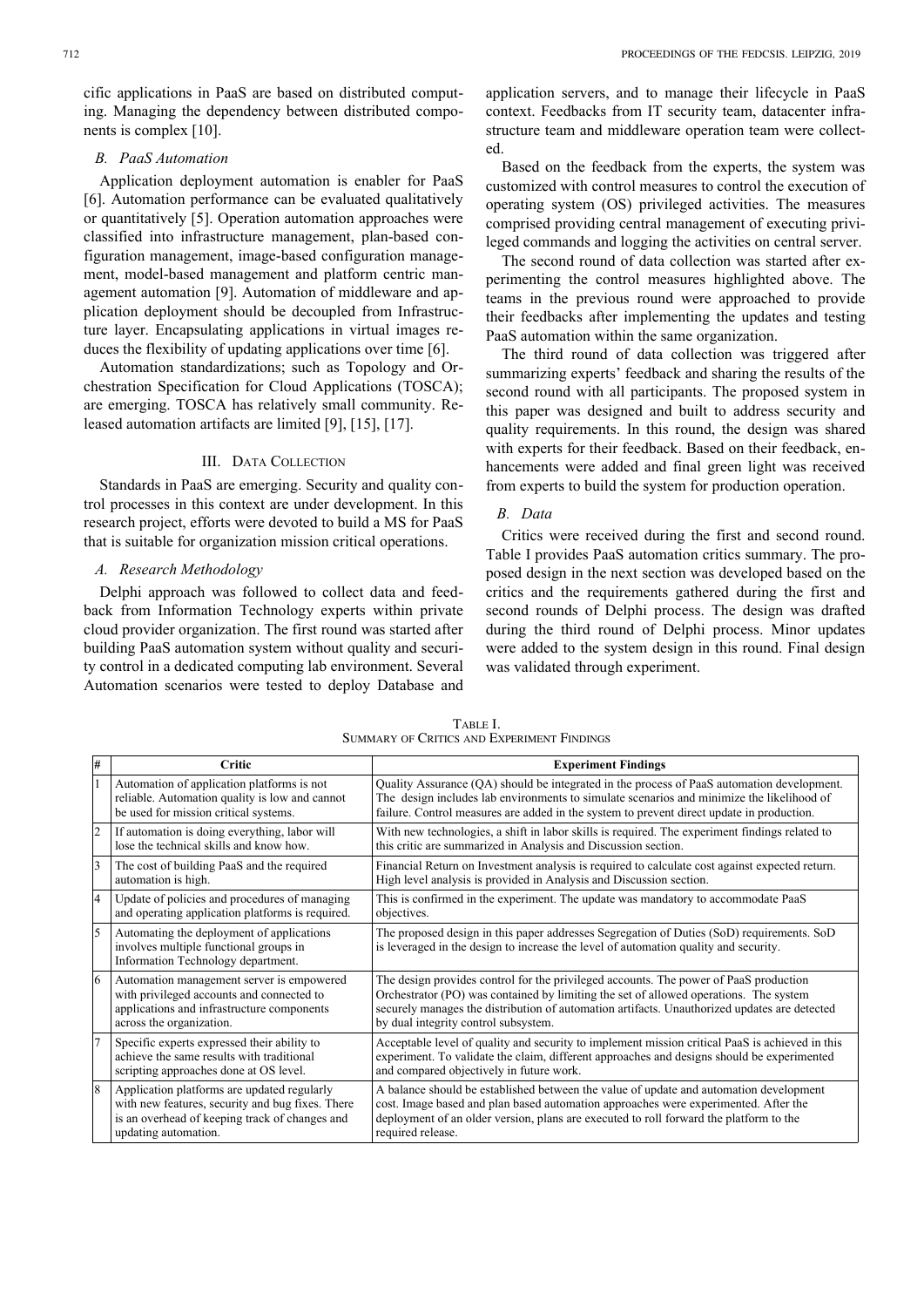cific applications in PaaS are based on distributed computing. Managing the dependency between distributed components is complex [10].

### *B. PaaS Automation*

Application deployment automation is enabler for PaaS [6]. Automation performance can be evaluated qualitatively or quantitatively [5]. Operation automation approaches were classified into infrastructure management, plan-based configuration management, image-based configuration management, model-based management and platform centric management automation [9]. Automation of middleware and application deployment should be decoupled from Infrastructure layer. Encapsulating applications in virtual images reduces the flexibility of updating applications over time [6].

Automation standardizations; such as Topology and Orchestration Specification for Cloud Applications (TOSCA); are emerging. TOSCA has relatively small community. Released automation artifacts are limited [9], [15], [17].

## III. Data Collection

Standards in PaaS are emerging. Security and quality control processes in this context are under development. In this research project, efforts were devoted to build a MS for PaaS that is suitable for organization mission critical operations.

### *A. Research Methodology*

Delphi approach was followed to collect data and feedback from Information Technology experts within private cloud provider organization. The first round was started after building PaaS automation system without quality and security control in a dedicated computing lab environment. Several Automation scenarios were tested to deploy Database and application servers, and to manage their lifecycle in PaaS context. Feedbacks from IT security team, datacenter infrastructure team and middleware operation team were collected.

Based on the feedback from the experts, the system was customized with control measures to control the execution of operating system (OS) privileged activities. The measures comprised providing central management of executing privileged commands and logging the activities on central server.

The second round of data collection was started after experimenting the control measures highlighted above. The teams in the previous round were approached to provide their feedbacks after implementing the updates and testing PaaS automation within the same organization.

The third round of data collection was triggered after summarizing experts' feedback and sharing the results of the second round with all participants. The proposed system in this paper was designed and built to address security and quality requirements. In this round, the design was shared with experts for their feedback. Based on their feedback, enhancements were added and final green light was received from experts to build the system for production operation.

### *B. Data*

Critics were received during the first and second round. Table I provides PaaS automation critics summary. The proposed design in the next section was developed based on the critics and the requirements gathered during the first and second rounds of Delphi process. The design was drafted during the third round of Delphi process. Minor updates were added to the system design in this round. Final design was validated through experiment.

Table I.
Summary of Critics and Experiment Findings

| # | Critic | Experiment Findings |
|---|---|---|
| 1 | Automation of application platforms is not reliable. Automation quality is low and cannot be used for mission critical systems. | Quality Assurance (QA) should be integrated in the process of PaaS automation development. The design includes lab environments to simulate scenarios and minimize the likelihood of failure. Control measures are added in the system to prevent direct update in production. |
| 2 | If automation is doing everything, labor will lose the technical skills and know how. | With new technologies, a shift in labor skills is required. The experiment findings related to this critic are summarized in Analysis and Discussion section. |
| 3 | The cost of building PaaS and the required automation is high. | Financial Return on Investment analysis is required to calculate cost against expected return. High level analysis is provided in Analysis and Discussion section. |
| 4 | Update of policies and procedures of managing and operating application platforms is required. | This is confirmed in the experiment. The update was mandatory to accommodate PaaS objectives. |
| 5 | Automating the deployment of applications involves multiple functional groups in Information Technology department. | The proposed design in this paper addresses Segregation of Duties (SoD) requirements. SoD is leveraged in the design to increase the level of automation quality and security. |
| 6 | Automation management server is empowered with privileged accounts and connected to applications and infrastructure components across the organization. | The design provides control for the privileged accounts. The power of PaaS production Orchestrator (PO) was contained by limiting the set of allowed operations. The system securely manages the distribution of automation artifacts. Unauthorized updates are detected by dual integrity control subsystem. |
| 7 | Specific experts expressed their ability to achieve the same results with traditional scripting approaches done at OS level. | Acceptable level of quality and security to implement mission critical PaaS is achieved in this experiment. To validate the claim, different approaches and designs should be experimented and compared objectively in future work. |
| 8 | Application platforms are updated regularly with new features, security and bug fixes. There is an overhead of keeping track of changes and updating automation. | A balance should be established between the value of update and automation development cost. Image based and plan based automation approaches were experimented. After the deployment of an older version, plans are executed to roll forward the platform to the required release. |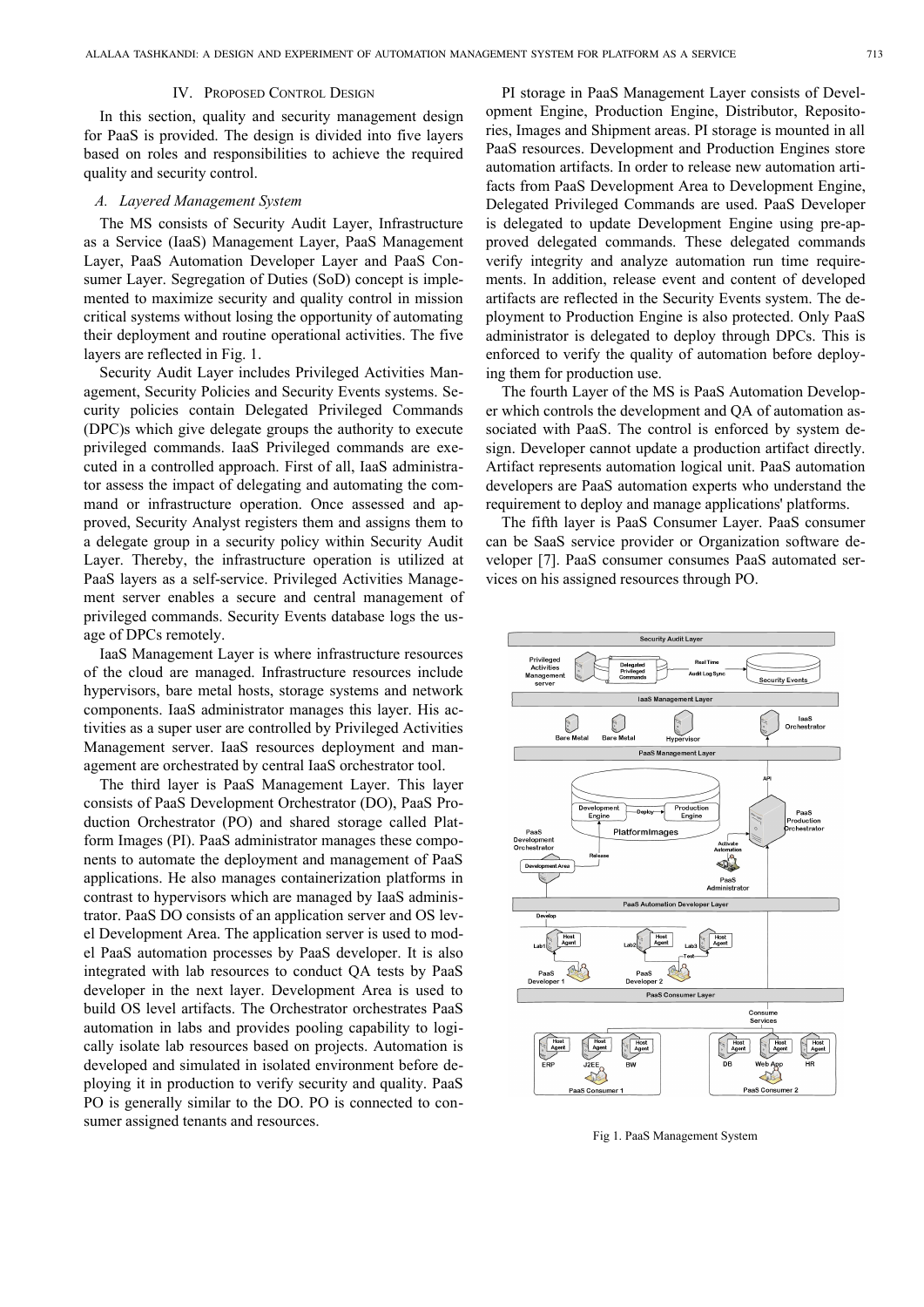## IV. Proposed Control Design

In this section, quality and security management design for PaaS is provided. The design is divided into five layers based on roles and responsibilities to achieve the required quality and security control.

### A. Layered Management System

The MS consists of Security Audit Layer, Infrastructure as a Service (IaaS) Management Layer, PaaS Management Layer, PaaS Automation Developer Layer and PaaS Consumer Layer. Segregation of Duties (SoD) concept is implemented to maximize security and quality control in mission critical systems without losing the opportunity of automating their deployment and routine operational activities. The five layers are reflected in Fig. 1.

Security Audit Layer includes Privileged Activities Management, Security Policies and Security Events systems. Security policies contain Delegated Privileged Commands (DPC)s which give delegate groups the authority to execute privileged commands. IaaS Privileged commands are executed in a controlled approach. First of all, IaaS administrator assess the impact of delegating and automating the command or infrastructure operation. Once assessed and approved, Security Analyst registers them and assigns them to a delegate group in a security policy within Security Audit Layer. Thereby, the infrastructure operation is utilized at PaaS layers as a self-service. Privileged Activities Management server enables a secure and central management of privileged commands. Security Events database logs the usage of DPCs remotely.

IaaS Management Layer is where infrastructure resources of the cloud are managed. Infrastructure resources include hypervisors, bare metal hosts, storage systems and network components. IaaS administrator manages this layer. His activities as a super user are controlled by Privileged Activities Management server. IaaS resources deployment and management are orchestrated by central IaaS orchestrator tool.

The third layer is PaaS Management Layer. This layer consists of PaaS Development Orchestrator (DO), PaaS Production Orchestrator (PO) and shared storage called Platform Images (PI). PaaS administrator manages these components to automate the deployment and management of PaaS applications. He also manages containerization platforms in contrast to hypervisors which are managed by IaaS administrator. PaaS DO consists of an application server and OS level Development Area. The application server is used to model PaaS automation processes by PaaS developer. It is also integrated with lab resources to conduct QA tests by PaaS developer in the next layer. Development Area is used to build OS level artifacts. The Orchestrator orchestrates PaaS automation in labs and provides pooling capability to logically isolate lab resources based on projects. Automation is developed and simulated in isolated environment before deploying it in production to verify security and quality. PaaS PO is generally similar to the DO. PO is connected to consumer assigned tenants and resources.

PI storage in PaaS Management Layer consists of Development Engine, Production Engine, Distributor, Repositories, Images and Shipment areas. PI storage is mounted in all PaaS resources. Development and Production Engines store automation artifacts. In order to release new automation artifacts from PaaS Development Area to Development Engine, Delegated Privileged Commands are used. PaaS Developer is delegated to update Development Engine using pre-approved delegated commands. These delegated commands verify integrity and analyze automation run time requirements. In addition, release event and content of developed artifacts are reflected in the Security Events system. The deployment to Production Engine is also protected. Only PaaS administrator is delegated to deploy through DPCs. This is enforced to verify the quality of automation before deploying them for production use.

The fourth Layer of the MS is PaaS Automation Developer which controls the development and QA of automation associated with PaaS. The control is enforced by system design. Developer cannot update a production artifact directly. Artifact represents automation logical unit. PaaS automation developers are PaaS automation experts who understand the requirement to deploy and manage applications' platforms.

The fifth layer is PaaS Consumer Layer. PaaS consumer can be SaaS service provider or Organization software developer [7]. PaaS consumer consumes PaaS automated services on his assigned resources through PO.

Fig 1. PaaS Management System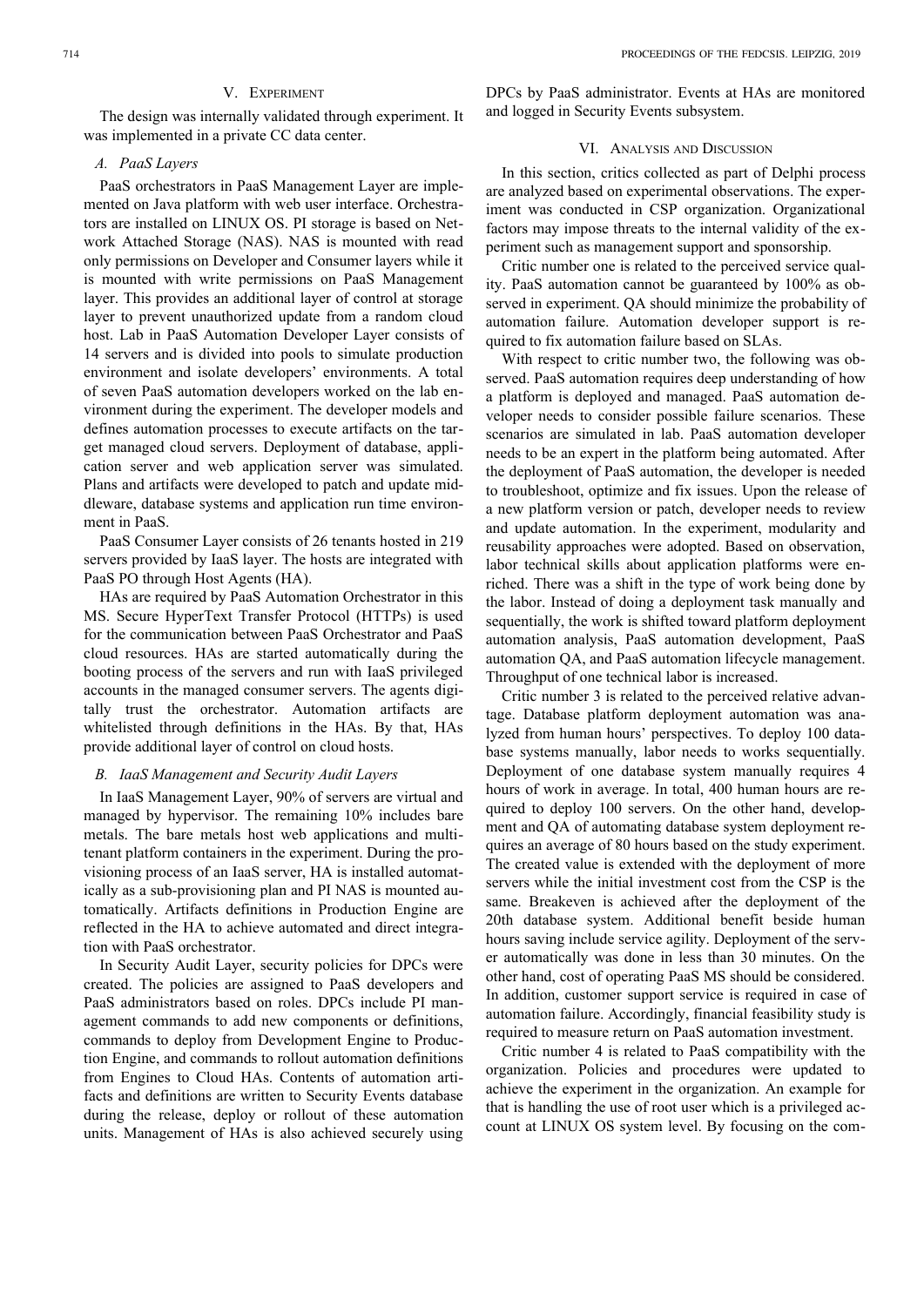## V. Experiment

The design was internally validated through experiment. It was implemented in a private CC data center.

### A. PaaS Layers

PaaS orchestrators in PaaS Management Layer are implemented on Java platform with web user interface. Orchestrators are installed on LINUX OS. PI storage is based on Network Attached Storage (NAS). NAS is mounted with read only permissions on Developer and Consumer layers while it is mounted with write permissions on PaaS Management layer. This provides an additional layer of control at storage layer to prevent unauthorized update from a random cloud host. Lab in PaaS Automation Developer Layer consists of 14 servers and is divided into pools to simulate production environment and isolate developers' environments. A total of seven PaaS automation developers worked on the lab environment during the experiment. The developer models and defines automation processes to execute artifacts on the target managed cloud servers. Deployment of database, application server and web application server was simulated. Plans and artifacts were developed to patch and update middleware, database systems and application run time environment in PaaS.

PaaS Consumer Layer consists of 26 tenants hosted in 219 servers provided by IaaS layer. The hosts are integrated with PaaS PO through Host Agents (HA).

HAs are required by PaaS Automation Orchestrator in this MS. Secure HyperText Transfer Protocol (HTTPs) is used for the communication between PaaS Orchestrator and PaaS cloud resources. HAs are started automatically during the booting process of the servers and run with IaaS privileged accounts in the managed consumer servers. The agents digitally trust the orchestrator. Automation artifacts are whitelisted through definitions in the HAs. By that, HAs provide additional layer of control on cloud hosts.

### B. IaaS Management and Security Audit Layers

In IaaS Management Layer, 90% of servers are virtual and managed by hypervisor. The remaining 10% includes bare metals. The bare metals host web applications and multi-tenant platform containers in the experiment. During the provisioning process of an IaaS server, HA is installed automatically as a sub-provisioning plan and PI NAS is mounted automatically. Artifacts definitions in Production Engine are reflected in the HA to achieve automated and direct integration with PaaS orchestrator.

In Security Audit Layer, security policies for DPCs were created. The policies are assigned to PaaS developers and PaaS administrators based on roles. DPCs include PI management commands to add new components or definitions, commands to deploy from Development Engine to Production Engine, and commands to rollout automation definitions from Engines to Cloud HAs. Contents of automation artifacts and definitions are written to Security Events database during the release, deploy or rollout of these automation units. Management of HAs is also achieved securely using DPCs by PaaS administrator. Events at HAs are monitored and logged in Security Events subsystem.

## VI. Analysis and Discussion

In this section, critics collected as part of Delphi process are analyzed based on experimental observations. The experiment was conducted in CSP organization. Organizational factors may impose threats to the internal validity of the experiment such as management support and sponsorship.

Critic number one is related to the perceived service quality. PaaS automation cannot be guaranteed by 100% as observed in experiment. QA should minimize the probability of automation failure. Automation developer support is required to fix automation failure based on SLAs.

With respect to critic number two, the following was observed. PaaS automation requires deep understanding of how a platform is deployed and managed. PaaS automation developer needs to consider possible failure scenarios. These scenarios are simulated in lab. PaaS automation developer needs to be an expert in the platform being automated. After the deployment of PaaS automation, the developer is needed to troubleshoot, optimize and fix issues. Upon the release of a new platform version or patch, developer needs to review and update automation. In the experiment, modularity and reusability approaches were adopted. Based on observation, labor technical skills about application platforms were enriched. There was a shift in the type of work being done by the labor. Instead of doing a deployment task manually and sequentially, the work is shifted toward platform deployment automation analysis, PaaS automation development, PaaS automation QA, and PaaS automation lifecycle management. Throughput of one technical labor is increased.

Critic number 3 is related to the perceived relative advantage. Database platform deployment automation was analyzed from human hours' perspectives. To deploy 100 database systems manually, labor needs to works sequentially. Deployment of one database system manually requires 4 hours of work in average. In total, 400 human hours are required to deploy 100 servers. On the other hand, development and QA of automating database system deployment requires an average of 80 hours based on the study experiment. The created value is extended with the deployment of more servers while the initial investment cost from the CSP is the same. Breakeven is achieved after the deployment of the 20th database system. Additional benefit beside human hours saving include service agility. Deployment of the server automatically was done in less than 30 minutes. On the other hand, cost of operating PaaS MS should be considered. In addition, customer support service is required in case of automation failure. Accordingly, financial feasibility study is required to measure return on PaaS automation investment.

Critic number 4 is related to PaaS compatibility with the organization. Policies and procedures were updated to achieve the experiment in the organization. An example for that is handling the use of root user which is a privileged account at LINUX OS system level. By focusing on the com-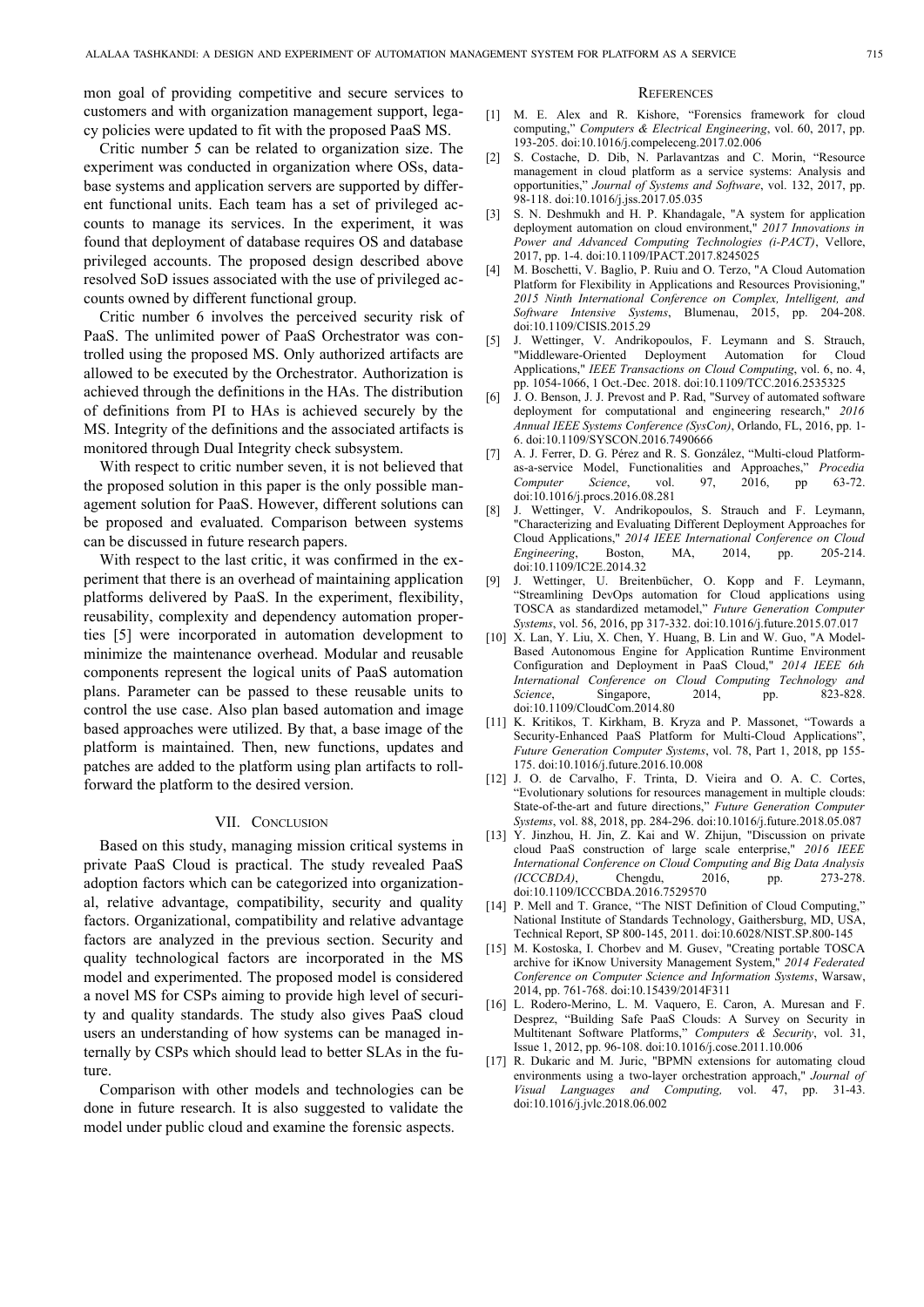mon goal of providing competitive and secure services to customers and with organization management support, legacy policies were updated to fit with the proposed PaaS MS.

Critic number 5 can be related to organization size. The experiment was conducted in organization where OSs, database systems and application servers are supported by different functional units. Each team has a set of privileged accounts to manage its services. In the experiment, it was found that deployment of database requires OS and database privileged accounts. The proposed design described above resolved SoD issues associated with the use of privileged accounts owned by different functional group.

Critic number 6 involves the perceived security risk of PaaS. The unlimited power of PaaS Orchestrator was controlled using the proposed MS. Only authorized artifacts are allowed to be executed by the Orchestrator. Authorization is achieved through the definitions in the HAs. The distribution of definitions from PI to HAs is achieved securely by the MS. Integrity of the definitions and the associated artifacts is monitored through Dual Integrity check subsystem.

With respect to critic number seven, it is not believed that the proposed solution in this paper is the only possible management solution for PaaS. However, different solutions can be proposed and evaluated. Comparison between systems can be discussed in future research papers.

With respect to the last critic, it was confirmed in the experiment that there is an overhead of maintaining application platforms delivered by PaaS. In the experiment, flexibility, reusability, complexity and dependency automation properties [5] were incorporated in automation development to minimize the maintenance overhead. Modular and reusable components represent the logical units of PaaS automation plans. Parameter can be passed to these reusable units to control the use case. Also plan based automation and image based approaches were utilized. By that, a base image of the platform is maintained. Then, new functions, updates and patches are added to the platform using plan artifacts to roll-forward the platform to the desired version.

## VII. Conclusion

Based on this study, managing mission critical systems in private PaaS Cloud is practical. The study revealed PaaS adoption factors which can be categorized into organizational, relative advantage, compatibility, security and quality factors. Organizational, compatibility and relative advantage factors are analyzed in the previous section. Security and quality technological factors are incorporated in the MS model and experimented. The proposed model is considered a novel MS for CSPs aiming to provide high level of security and quality standards. The study also gives PaaS cloud users an understanding of how systems can be managed internally by CSPs which should lead to better SLAs in the future.

Comparison with other models and technologies can be done in future research. It is also suggested to validate the model under public cloud and examine the forensic aspects.

## References

[1] M. E. Alex and R. Kishore, "Forensics framework for cloud computing," *Computers & Electrical Engineering*, vol. 60, 2017, pp. 193-205. doi:10.1016/j.compeleceng.2017.02.006

[2] S. Costache, D. Dib, N. Parlavantzas and C. Morin, "Resource management in cloud platform as a service systems: Analysis and opportunities," *Journal of Systems and Software*, vol. 132, 2017, pp. 98-118. doi:10.1016/j.jss.2017.05.035

[3] S. N. Deshmukh and H. P. Khandagale, "A system for application deployment automation on cloud environment," *2017 Innovations in Power and Advanced Computing Technologies (i-PACT)*, Vellore, 2017, pp. 1-4. doi:10.1109/IPACT.2017.8245025

[4] M. Boschetti, V. Baglio, P. Ruiu and O. Terzo, "A Cloud Automation Platform for Flexibility in Applications and Resources Provisioning," *2015 Ninth International Conference on Complex, Intelligent, and Software Intensive Systems*, Blumenau, 2015, pp. 204-208. doi:10.1109/CISIS.2015.29

[5] J. Wettinger, V. Andrikopoulos, F. Leymann and S. Strauch, "Middleware-Oriented Deployment Automation for Cloud Applications," *IEEE Transactions on Cloud Computing*, vol. 6, no. 4, pp. 1054-1066, 1 Oct.-Dec. 2018. doi:10.1109/TCC.2016.2535325

[6] J. O. Benson, J. J. Prevost and P. Rad, "Survey of automated software deployment for computational and engineering research," *2016 Annual IEEE Systems Conference (SysCon)*, Orlando, FL, 2016, pp. 1-6. doi:10.1109/SYSCON.2016.7490666

[7] A. J. Ferrer, D. G. Pérez and R. S. González, "Multi-cloud Platform-as-a-service Model, Functionalities and Approaches," *Procedia Computer Science*, vol. 97, 2016, pp 63-72. doi:10.1016/j.procs.2016.08.281

[8] J. Wettinger, V. Andrikopoulos, S. Strauch and F. Leymann, "Characterizing and Evaluating Different Deployment Approaches for Cloud Applications," *2014 IEEE International Conference on Cloud Engineering*, Boston, MA, 2014, pp. 205-214. doi:10.1109/IC2E.2014.32

[9] J. Wettinger, U. Breitenbücher, O. Kopp and F. Leymann, "Streamlining DevOps automation for Cloud applications using TOSCA as standardized metamodel," *Future Generation Computer Systems*, vol. 56, 2016, pp 317-332. doi:10.1016/j.future.2015.07.017

[10] X. Lan, Y. Liu, X. Chen, Y. Huang, B. Lin and W. Guo, "A Model-Based Autonomous Engine for Application Runtime Environment Configuration and Deployment in PaaS Cloud," *2014 IEEE 6th International Conference on Cloud Computing Technology and Science*, Singapore, 2014, pp. 823-828. doi:10.1109/CloudCom.2014.80

[11] K. Kritikos, T. Kirkham, B. Kryza and P. Massonet, "Towards a Security-Enhanced PaaS Platform for Multi-Cloud Applications", *Future Generation Computer Systems*, vol. 78, Part 1, 2018, pp 155-175. doi:10.1016/j.future.2016.10.008

[12] J. O. de Carvalho, F. Trinta, D. Vieira and O. A. C. Cortes, "Evolutionary solutions for resources management in multiple clouds: State-of-the-art and future directions," *Future Generation Computer Systems*, vol. 88, 2018, pp. 284-296. doi:10.1016/j.future.2018.05.087

[13] Y. Jinzhou, H. Jin, Z. Kai and W. Zhijun, "Discussion on private cloud PaaS construction of large scale enterprise," *2016 IEEE International Conference on Cloud Computing and Big Data Analysis (ICCCBDA)*, Chengdu, 2016, pp. 273-278. doi:10.1109/ICCCBDA.2016.7529570

[14] P. Mell and T. Grance, "The NIST Definition of Cloud Computing," National Institute of Standards Technology, Gaithersburg, MD, USA, Technical Report, SP 800-145, 2011. doi:10.6028/NIST.SP.800-145

[15] M. Kostoska, I. Chorbev and M. Gusev, "Creating portable TOSCA archive for iKnow University Management System," *2014 Federated Conference on Computer Science and Information Systems*, Warsaw, 2014, pp. 761-768. doi:10.15439/2014F311

[16] L. Rodero-Merino, L. M. Vaquero, E. Caron, A. Muresan and F. Desprez, "Building Safe PaaS Clouds: A Survey on Security in Multitenant Software Platforms," *Computers & Security*, vol. 31, Issue 1, 2012, pp. 96-108. doi:10.1016/j.cose.2011.10.006

[17] R. Dukaric and M. Juric, "BPMN extensions for automating cloud environments using a two-layer orchestration approach," *Journal of Visual Languages and Computing,* vol. 47, pp. 31-43. doi:10.1016/j.jvlc.2018.06.002